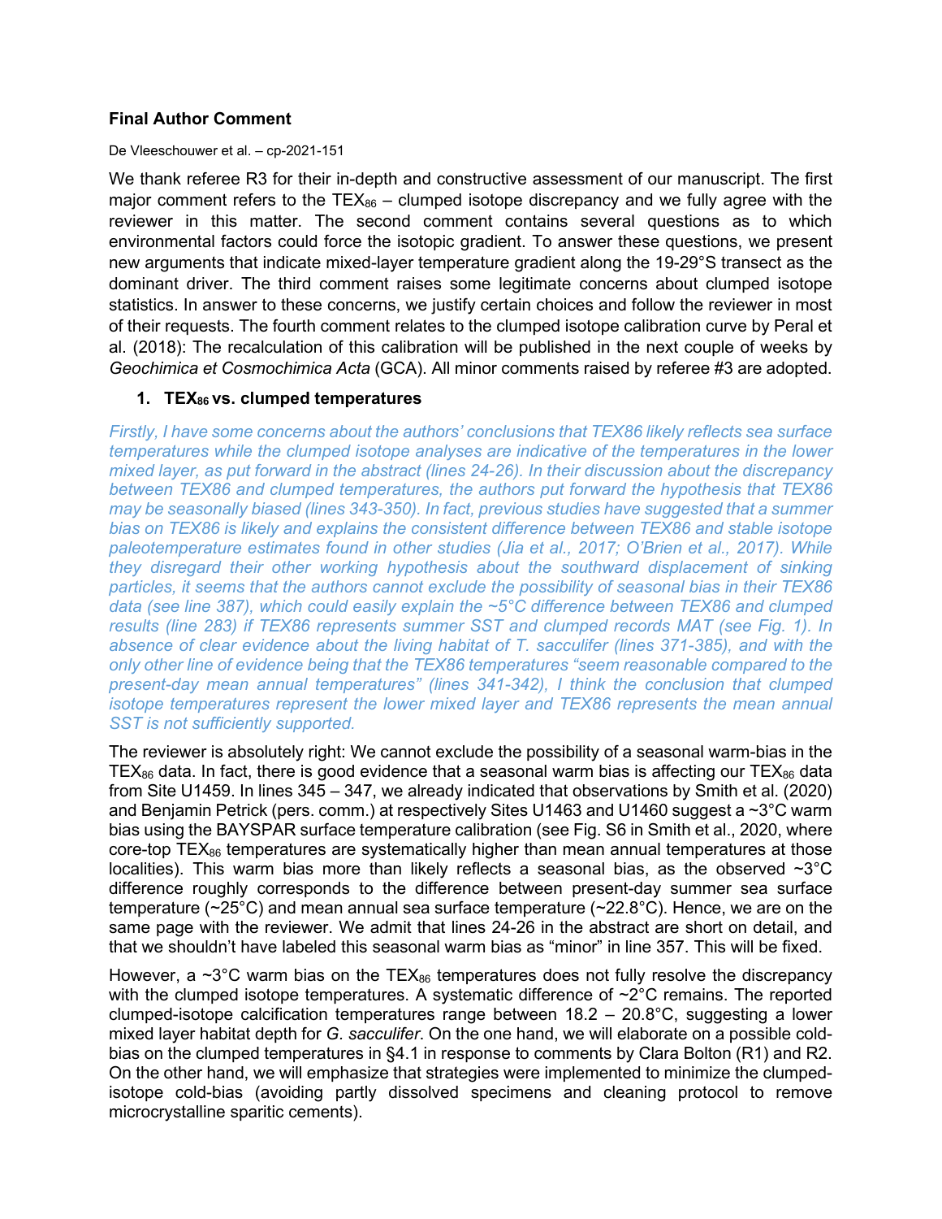**Final Author Comment**

De Vleeschouwer et al. – cp-2021-151

We thank referee R3 for their in-depth and constructive assessment of our manuscript. The first major comment refers to the $TEX_{86}$ – clumped isotope discrepancy and we fully agree with the reviewer in this matter. The second comment contains several questions as to which environmental factors could force the isotopic gradient. To answer these questions, we present new arguments that indicate mixed-layer temperature gradient along the 19-29°S transect as the dominant driver. The third comment raises some legitimate concerns about clumped isotope statistics. In answer to these concerns, we justify certain choices and follow the reviewer in most of their requests. The fourth comment relates to the clumped isotope calibration curve by Peral et al. (2018): The recalculation of this calibration will be published in the next couple of weeks by *Geochimica et Cosmochimica Acta* (GCA). All minor comments raised by referee #3 are adopted.

## 1. $TEX_{86}$ vs. clumped temperatures

*Firstly, I have some concerns about the authors' conclusions that TEX86 likely reflects sea surface temperatures while the clumped isotope analyses are indicative of the temperatures in the lower mixed layer, as put forward in the abstract (lines 24-26). In their discussion about the discrepancy between TEX86 and clumped temperatures, the authors put forward the hypothesis that TEX86 may be seasonally biased (lines 343-350). In fact, previous studies have suggested that a summer bias on TEX86 is likely and explains the consistent difference between TEX86 and stable isotope paleotemperature estimates found in other studies (Jia et al., 2017; O'Brien et al., 2017). While they disregard their other working hypothesis about the southward displacement of sinking particles, it seems that the authors cannot exclude the possibility of seasonal bias in their TEX86 data (see line 387), which could easily explain the ~5°C difference between TEX86 and clumped results (line 283) if TEX86 represents summer SST and clumped records MAT (see Fig. 1). In absence of clear evidence about the living habitat of T. sacculifer (lines 371-385), and with the only other line of evidence being that the TEX86 temperatures "seem reasonable compared to the present-day mean annual temperatures" (lines 341-342), I think the conclusion that clumped isotope temperatures represent the lower mixed layer and TEX86 represents the mean annual SST is not sufficiently supported.*

The reviewer is absolutely right: We cannot exclude the possibility of a seasonal warm-bias in the $TEX_{86}$ data. In fact, there is good evidence that a seasonal warm bias is affecting our $TEX_{86}$ data from Site U1459. In lines 345 – 347, we already indicated that observations by Smith et al. (2020) and Benjamin Petrick (pers. comm.) at respectively Sites U1463 and U1460 suggest a ~3°C warm bias using the BAYSPAR surface temperature calibration (see Fig. S6 in Smith et al., 2020, where core-top $TEX_{86}$ temperatures are systematically higher than mean annual temperatures at those localities). This warm bias more than likely reflects a seasonal bias, as the observed ~3°C difference roughly corresponds to the difference between present-day summer sea surface temperature (~25°C) and mean annual sea surface temperature (~22.8°C). Hence, we are on the same page with the reviewer. We admit that lines 24-26 in the abstract are short on detail, and that we shouldn't have labeled this seasonal warm bias as "minor" in line 357. This will be fixed.

However, a ~3°C warm bias on the $TEX_{86}$ temperatures does not fully resolve the discrepancy with the clumped isotope temperatures. A systematic difference of ~2°C remains. The reported clumped-isotope calcification temperatures range between 18.2 – 20.8°C, suggesting a lower mixed layer habitat depth for *G. sacculifer*. On the one hand, we will elaborate on a possible cold-bias on the clumped temperatures in §4.1 in response to comments by Clara Bolton (R1) and R2. On the other hand, we will emphasize that strategies were implemented to minimize the clumped-isotope cold-bias (avoiding partly dissolved specimens and cleaning protocol to remove microcrystalline sparitic cements).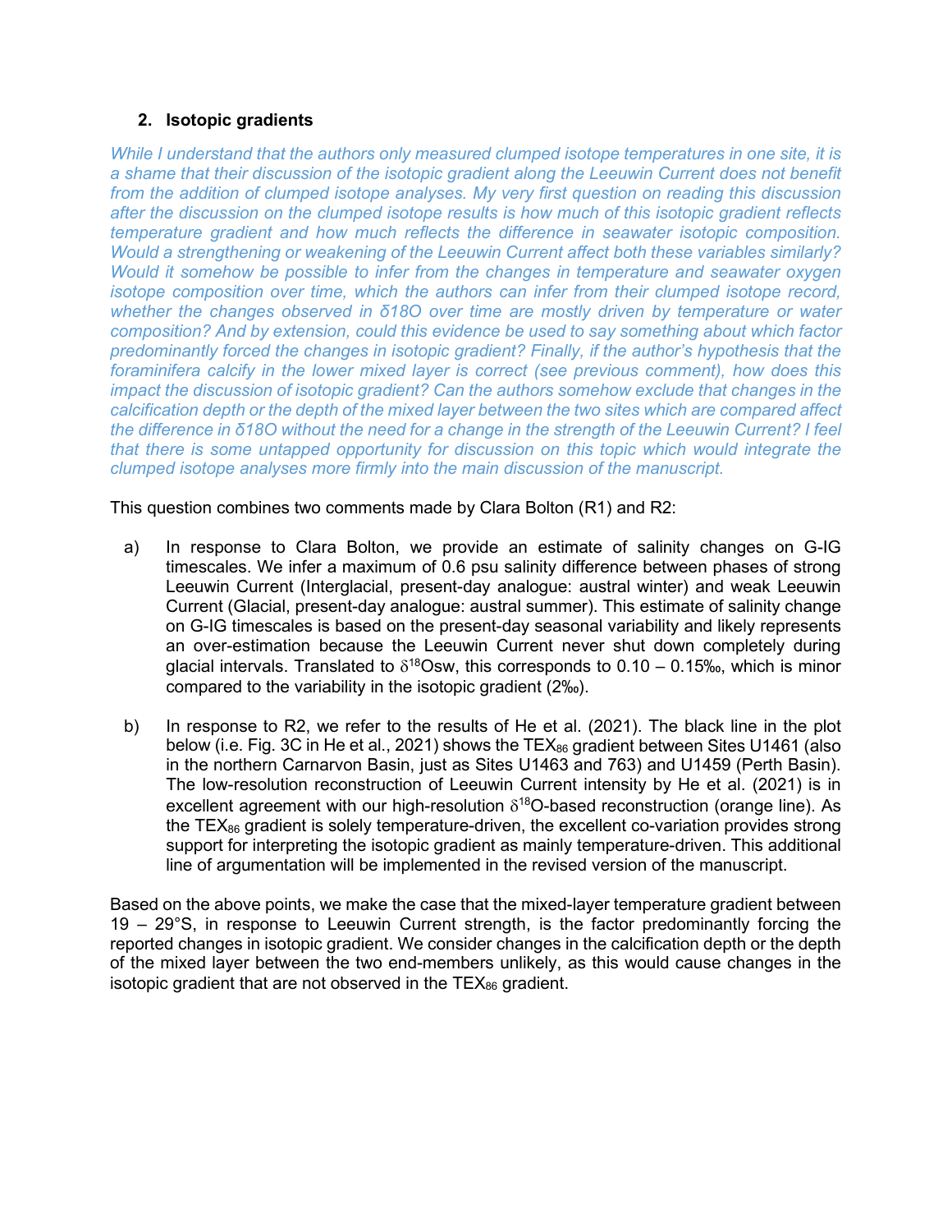## 2. Isotopic gradients

*While I understand that the authors only measured clumped isotope temperatures in one site, it is a shame that their discussion of the isotopic gradient along the Leeuwin Current does not benefit from the addition of clumped isotope analyses. My very first question on reading this discussion after the discussion on the clumped isotope results is how much of this isotopic gradient reflects temperature gradient and how much reflects the difference in seawater isotopic composition. Would a strengthening or weakening of the Leeuwin Current affect both these variables similarly? Would it somehow be possible to infer from the changes in temperature and seawater oxygen isotope composition over time, which the authors can infer from their clumped isotope record, whether the changes observed in δ18O over time are mostly driven by temperature or water composition? And by extension, could this evidence be used to say something about which factor predominantly forced the changes in isotopic gradient? Finally, if the author's hypothesis that the foraminifera calcify in the lower mixed layer is correct (see previous comment), how does this impact the discussion of isotopic gradient? Can the authors somehow exclude that changes in the calcification depth or the depth of the mixed layer between the two sites which are compared affect the difference in δ18O without the need for a change in the strength of the Leeuwin Current? I feel that there is some untapped opportunity for discussion on this topic which would integrate the clumped isotope analyses more firmly into the main discussion of the manuscript.*

This question combines two comments made by Clara Bolton (R1) and R2:

a) In response to Clara Bolton, we provide an estimate of salinity changes on G-IG timescales. We infer a maximum of 0.6 psu salinity difference between phases of strong Leeuwin Current (Interglacial, present-day analogue: austral winter) and weak Leeuwin Current (Glacial, present-day analogue: austral summer). This estimate of salinity change on G-IG timescales is based on the present-day seasonal variability and likely represents an over-estimation because the Leeuwin Current never shut down completely during glacial intervals. Translated to $\delta^{18}O_{sw}$, this corresponds to 0.10 – 0.15‰, which is minor compared to the variability in the isotopic gradient (2‰).

b) In response to R2, we refer to the results of He et al. (2021). The black line in the plot below (i.e. Fig. 3C in He et al., 2021) shows the $TEX_{86}$ gradient between Sites U1461 (also in the northern Carnarvon Basin, just as Sites U1463 and 763) and U1459 (Perth Basin). The low-resolution reconstruction of Leeuwin Current intensity by He et al. (2021) is in excellent agreement with our high-resolution $\delta^{18}O$-based reconstruction (orange line). As the $TEX_{86}$ gradient is solely temperature-driven, the excellent co-variation provides strong support for interpreting the isotopic gradient as mainly temperature-driven. This additional line of argumentation will be implemented in the revised version of the manuscript.

Based on the above points, we make the case that the mixed-layer temperature gradient between 19 – 29°S, in response to Leeuwin Current strength, is the factor predominantly forcing the reported changes in isotopic gradient. We consider changes in the calcification depth or the depth of the mixed layer between the two end-members unlikely, as this would cause changes in the isotopic gradient that are not observed in the $TEX_{86}$ gradient.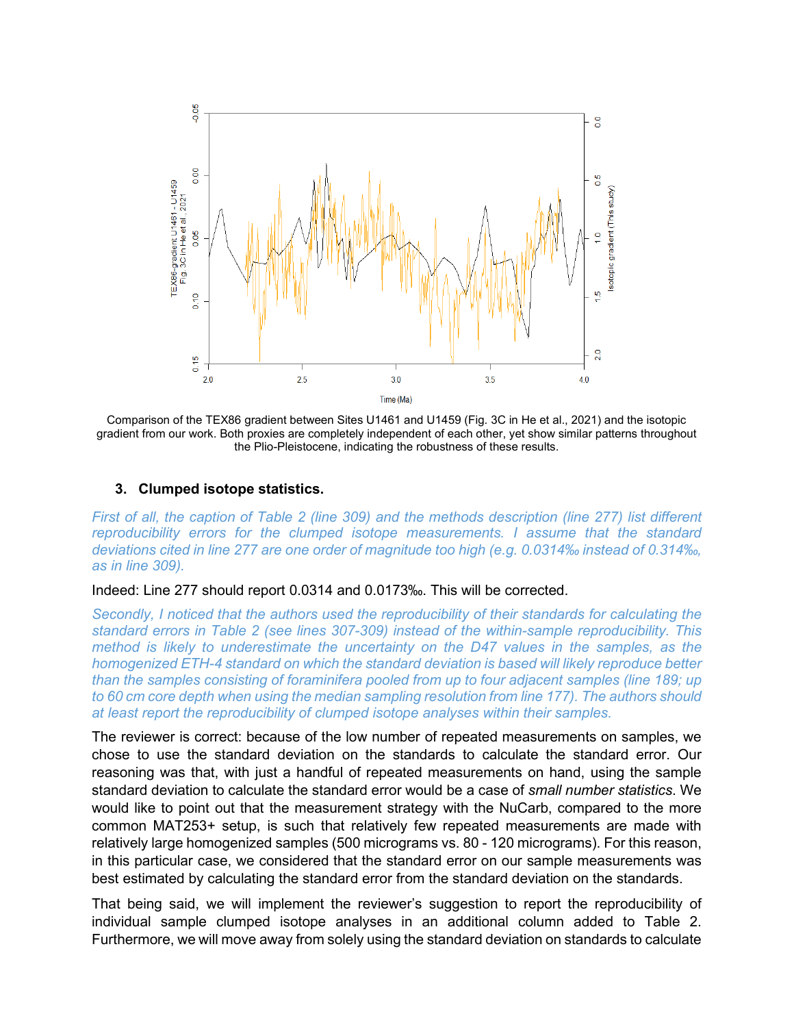Comparison of the TEX86 gradient between Sites U1461 and U1459 (Fig. 3C in He et al., 2021) and the isotopic gradient from our work. Both proxies are completely independent of each other, yet show similar patterns throughout the Plio-Pleistocene, indicating the robustness of these results.

### 3. Clumped isotope statistics.

*First of all, the caption of Table 2 (line 309) and the methods description (line 277) list different reproducibility errors for the clumped isotope measurements. I assume that the standard deviations cited in line 277 are one order of magnitude too high (e.g. 0.0314‰ instead of 0.314‰, as in line 309).*

Indeed: Line 277 should report 0.0314 and 0.0173‰. This will be corrected.

*Secondly, I noticed that the authors used the reproducibility of their standards for calculating the standard errors in Table 2 (see lines 307-309) instead of the within-sample reproducibility. This method is likely to underestimate the uncertainty on the D47 values in the samples, as the homogenized ETH-4 standard on which the standard deviation is based will likely reproduce better than the samples consisting of foraminifera pooled from up to four adjacent samples (line 189; up to 60 cm core depth when using the median sampling resolution from line 177). The authors should at least report the reproducibility of clumped isotope analyses within their samples.*

The reviewer is correct: because of the low number of repeated measurements on samples, we chose to use the standard deviation on the standards to calculate the standard error. Our reasoning was that, with just a handful of repeated measurements on hand, using the sample standard deviation to calculate the standard error would be a case of *small number statistics*. We would like to point out that the measurement strategy with the NuCarb, compared to the more common MAT253+ setup, is such that relatively few repeated measurements are made with relatively large homogenized samples (500 micrograms vs. 80 - 120 micrograms). For this reason, in this particular case, we considered that the standard error on our sample measurements was best estimated by calculating the standard error from the standard deviation on the standards.

That being said, we will implement the reviewer's suggestion to report the reproducibility of individual sample clumped isotope analyses in an additional column added to Table 2. Furthermore, we will move away from solely using the standard deviation on standards to calculate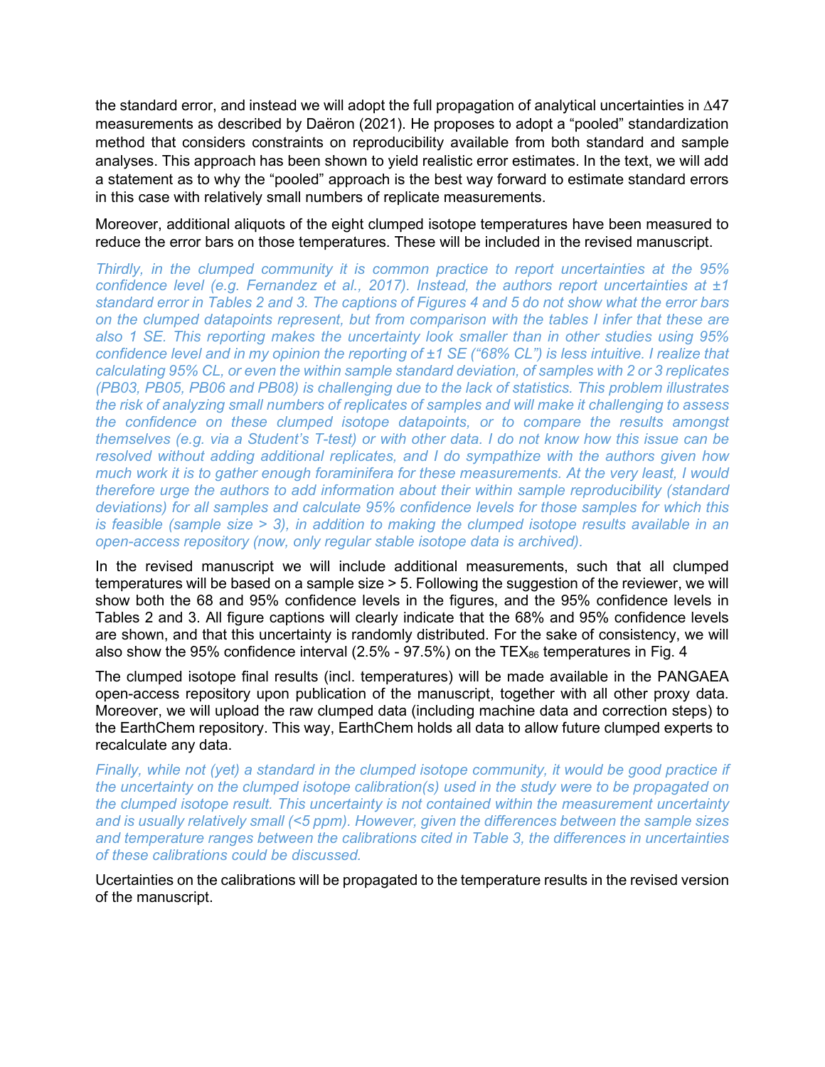the standard error, and instead we will adopt the full propagation of analytical uncertainties in $\Delta 47$ measurements as described by Daëron (2021). He proposes to adopt a "pooled" standardization method that considers constraints on reproducibility available from both standard and sample analyses. This approach has been shown to yield realistic error estimates. In the text, we will add a statement as to why the "pooled" approach is the best way forward to estimate standard errors in this case with relatively small numbers of replicate measurements.

Moreover, additional aliquots of the eight clumped isotope temperatures have been measured to reduce the error bars on those temperatures. These will be included in the revised manuscript.

*Thirdly, in the clumped community it is common practice to report uncertainties at the 95% confidence level (e.g. Fernandez et al., 2017). Instead, the authors report uncertainties at ±1 standard error in Tables 2 and 3. The captions of Figures 4 and 5 do not show what the error bars on the clumped datapoints represent, but from comparison with the tables I infer that these are also 1 SE. This reporting makes the uncertainty look smaller than in other studies using 95% confidence level and in my opinion the reporting of ±1 SE ("68% CL") is less intuitive. I realize that calculating 95% CL, or even the within sample standard deviation, of samples with 2 or 3 replicates (PB03, PB05, PB06 and PB08) is challenging due to the lack of statistics. This problem illustrates the risk of analyzing small numbers of replicates of samples and will make it challenging to assess the confidence on these clumped isotope datapoints, or to compare the results amongst themselves (e.g. via a Student's T-test) or with other data. I do not know how this issue can be resolved without adding additional replicates, and I do sympathize with the authors given how much work it is to gather enough foraminifera for these measurements. At the very least, I would therefore urge the authors to add information about their within sample reproducibility (standard deviations) for all samples and calculate 95% confidence levels for those samples for which this is feasible (sample size > 3), in addition to making the clumped isotope results available in an open-access repository (now, only regular stable isotope data is archived).*

In the revised manuscript we will include additional measurements, such that all clumped temperatures will be based on a sample size > 5. Following the suggestion of the reviewer, we will show both the 68 and 95% confidence levels in the figures, and the 95% confidence levels in Tables 2 and 3. All figure captions will clearly indicate that the 68% and 95% confidence levels are shown, and that this uncertainty is randomly distributed. For the sake of consistency, we will also show the 95% confidence interval (2.5% - 97.5%) on the $TEX_{86}$ temperatures in Fig. 4

The clumped isotope final results (incl. temperatures) will be made available in the PANGAEA open-access repository upon publication of the manuscript, together with all other proxy data. Moreover, we will upload the raw clumped data (including machine data and correction steps) to the EarthChem repository. This way, EarthChem holds all data to allow future clumped experts to recalculate any data.

*Finally, while not (yet) a standard in the clumped isotope community, it would be good practice if the uncertainty on the clumped isotope calibration(s) used in the study were to be propagated on the clumped isotope result. This uncertainty is not contained within the measurement uncertainty and is usually relatively small (<5 ppm). However, given the differences between the sample sizes and temperature ranges between the calibrations cited in Table 3, the differences in uncertainties of these calibrations could be discussed.*

Ucertainties on the calibrations will be propagated to the temperature results in the revised version of the manuscript.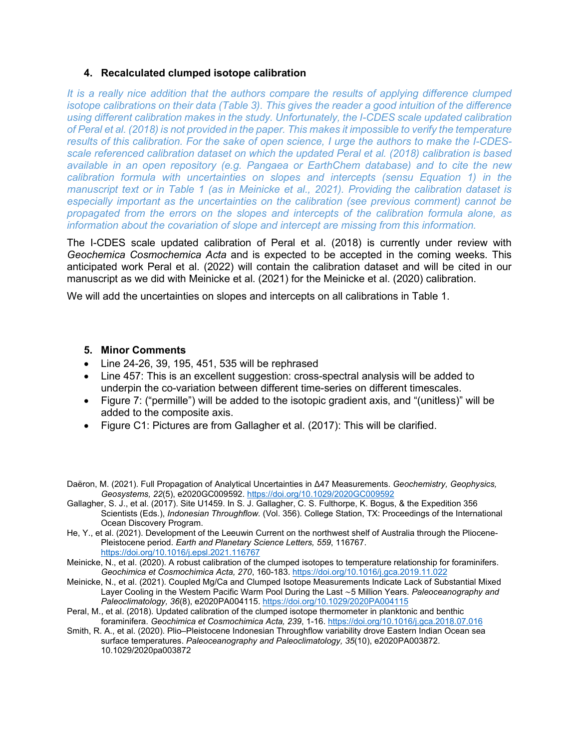### 4. Recalculated clumped isotope calibration

*It is a really nice addition that the authors compare the results of applying difference clumped isotope calibrations on their data (Table 3). This gives the reader a good intuition of the difference using different calibration makes in the study. Unfortunately, the I-CDES scale updated calibration of Peral et al. (2018) is not provided in the paper. This makes it impossible to verify the temperature results of this calibration. For the sake of open science, I urge the authors to make the I-CDES-scale referenced calibration dataset on which the updated Peral et al. (2018) calibration is based available in an open repository (e.g. Pangaea or EarthChem database) and to cite the new calibration formula with uncertainties on slopes and intercepts (sensu Equation 1) in the manuscript text or in Table 1 (as in Meinicke et al., 2021). Providing the calibration dataset is especially important as the uncertainties on the calibration (see previous comment) cannot be propagated from the errors on the slopes and intercepts of the calibration formula alone, as information about the covariation of slope and intercept are missing from this information.*

The I-CDES scale updated calibration of Peral et al. (2018) is currently under review with *Geochemica Cosmochemica Acta* and is expected to be accepted in the coming weeks. This anticipated work Peral et al. (2022) will contain the calibration dataset and will be cited in our manuscript as we did with Meinicke et al. (2021) for the Meinicke et al. (2020) calibration.

We will add the uncertainties on slopes and intercepts on all calibrations in Table 1.

### 5. Minor Comments

- Line 24-26, 39, 195, 451, 535 will be rephrased
- Line 457: This is an excellent suggestion: cross-spectral analysis will be added to underpin the co-variation between different time-series on different timescales.
- Figure 7: ("permille") will be added to the isotopic gradient axis, and "(unitless)" will be added to the composite axis.
- Figure C1: Pictures are from Gallagher et al. (2017): This will be clarified.

Daëron, M. (2021). Full Propagation of Analytical Uncertainties in Δ47 Measurements. *Geochemistry, Geophysics, Geosystems, 22*(5), e2020GC009592. https://doi.org/10.1029/2020GC009592

Gallagher, S. J., et al. (2017). Site U1459. In S. J. Gallagher, C. S. Fulthorpe, K. Bogus, & the Expedition 356 Scientists (Eds.), *Indonesian Throughflow.* (Vol. 356). College Station, TX: Proceedings of the International Ocean Discovery Program.

He, Y., et al. (2021). Development of the Leeuwin Current on the northwest shelf of Australia through the Pliocene-Pleistocene period. *Earth and Planetary Science Letters, 559*, 116767. https://doi.org/10.1016/j.epsl.2021.116767

Meinicke, N., et al. (2020). A robust calibration of the clumped isotopes to temperature relationship for foraminifers. *Geochimica et Cosmochimica Acta, 270*, 160-183. https://doi.org/10.1016/j.gca.2019.11.022

Meinicke, N., et al. (2021). Coupled Mg/Ca and Clumped Isotope Measurements Indicate Lack of Substantial Mixed Layer Cooling in the Western Pacific Warm Pool During the Last ~5 Million Years. *Paleoceanography and Paleoclimatology, 36*(8), e2020PA004115. https://doi.org/10.1029/2020PA004115

Peral, M., et al. (2018). Updated calibration of the clumped isotope thermometer in planktonic and benthic foraminifera. *Geochimica et Cosmochimica Acta, 239*, 1-16. https://doi.org/10.1016/j.gca.2018.07.016

Smith, R. A., et al. (2020). Plio–Pleistocene Indonesian Throughflow variability drove Eastern Indian Ocean sea surface temperatures. *Paleoceanography and Paleoclimatology, 35*(10), e2020PA003872. 10.1029/2020pa003872